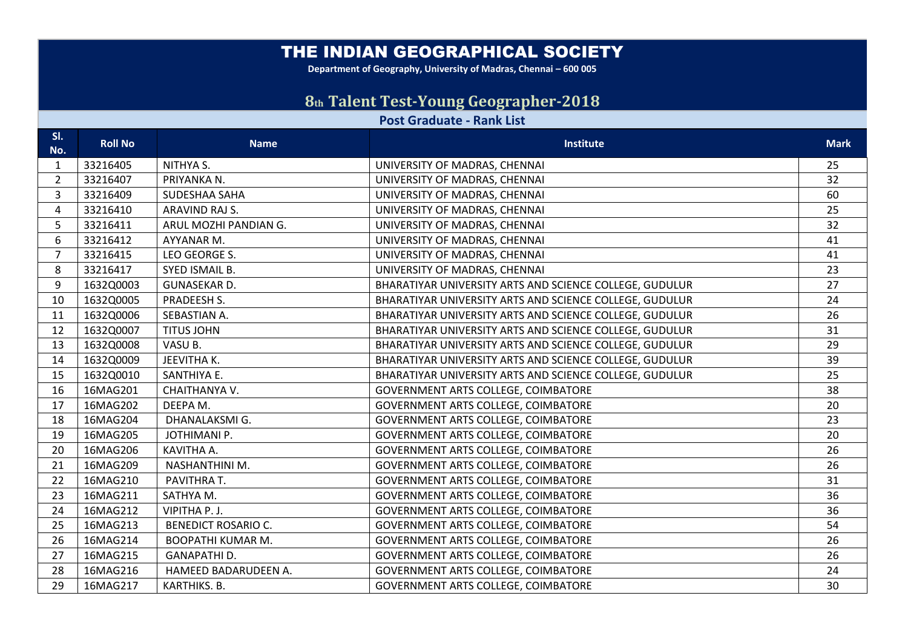# THE INDIAN GEOGRAPHICAL SOCIETY

**Department of Geography, University of Madras, Chennai – 600 005**

## 8th Talent Test-Young Geographer-2018

### Post Graduate - Rank List

| Sl. No. | Roll No | Name | Institute | Mark |
|---|---|---|---|---|
| 1 | 33216405 | NITHYA S. | UNIVERSITY OF MADRAS, CHENNAI | 25 |
| 2 | 33216407 | PRIYANKA N. | UNIVERSITY OF MADRAS, CHENNAI | 32 |
| 3 | 33216409 | SUDESHAA SAHA | UNIVERSITY OF MADRAS, CHENNAI | 60 |
| 4 | 33216410 | ARAVIND RAJ S. | UNIVERSITY OF MADRAS, CHENNAI | 25 |
| 5 | 33216411 | ARUL MOZHI PANDIAN G. | UNIVERSITY OF MADRAS, CHENNAI | 32 |
| 6 | 33216412 | AYYANAR M. | UNIVERSITY OF MADRAS, CHENNAI | 41 |
| 7 | 33216415 | LEO GEORGE S. | UNIVERSITY OF MADRAS, CHENNAI | 41 |
| 8 | 33216417 | SYED ISMAIL B. | UNIVERSITY OF MADRAS, CHENNAI | 23 |
| 9 | 1632Q0003 | GUNASEKAR D. | BHARATIYAR UNIVERSITY ARTS AND SCIENCE COLLEGE, GUDULUR | 27 |
| 10 | 1632Q0005 | PRADEESH S. | BHARATIYAR UNIVERSITY ARTS AND SCIENCE COLLEGE, GUDULUR | 24 |
| 11 | 1632Q0006 | SEBASTIAN A. | BHARATIYAR UNIVERSITY ARTS AND SCIENCE COLLEGE, GUDULUR | 26 |
| 12 | 1632Q0007 | TITUS JOHN | BHARATIYAR UNIVERSITY ARTS AND SCIENCE COLLEGE, GUDULUR | 31 |
| 13 | 1632Q0008 | VASU B. | BHARATIYAR UNIVERSITY ARTS AND SCIENCE COLLEGE, GUDULUR | 29 |
| 14 | 1632Q0009 | JEEVITHA K. | BHARATIYAR UNIVERSITY ARTS AND SCIENCE COLLEGE, GUDULUR | 39 |
| 15 | 1632Q0010 | SANTHIYA E. | BHARATIYAR UNIVERSITY ARTS AND SCIENCE COLLEGE, GUDULUR | 25 |
| 16 | 16MAG201 | CHAITHANYA V. | GOVERNMENT ARTS COLLEGE, COIMBATORE | 38 |
| 17 | 16MAG202 | DEEPA M. | GOVERNMENT ARTS COLLEGE, COIMBATORE | 20 |
| 18 | 16MAG204 | DHANALAKSMI G. | GOVERNMENT ARTS COLLEGE, COIMBATORE | 23 |
| 19 | 16MAG205 | JOTHIMANI P. | GOVERNMENT ARTS COLLEGE, COIMBATORE | 20 |
| 20 | 16MAG206 | KAVITHA A. | GOVERNMENT ARTS COLLEGE, COIMBATORE | 26 |
| 21 | 16MAG209 | NASHANTHINI M. | GOVERNMENT ARTS COLLEGE, COIMBATORE | 26 |
| 22 | 16MAG210 | PAVITHRA T. | GOVERNMENT ARTS COLLEGE, COIMBATORE | 31 |
| 23 | 16MAG211 | SATHYA M. | GOVERNMENT ARTS COLLEGE, COIMBATORE | 36 |
| 24 | 16MAG212 | VIPITHA P. J. | GOVERNMENT ARTS COLLEGE, COIMBATORE | 36 |
| 25 | 16MAG213 | BENEDICT ROSARIO C. | GOVERNMENT ARTS COLLEGE, COIMBATORE | 54 |
| 26 | 16MAG214 | BOOPATHI KUMAR M. | GOVERNMENT ARTS COLLEGE, COIMBATORE | 26 |
| 27 | 16MAG215 | GANAPATHI D. | GOVERNMENT ARTS COLLEGE, COIMBATORE | 26 |
| 28 | 16MAG216 | HAMEED BADARUDEEN A. | GOVERNMENT ARTS COLLEGE, COIMBATORE | 24 |
| 29 | 16MAG217 | KARTHIKS. B. | GOVERNMENT ARTS COLLEGE, COIMBATORE | 30 |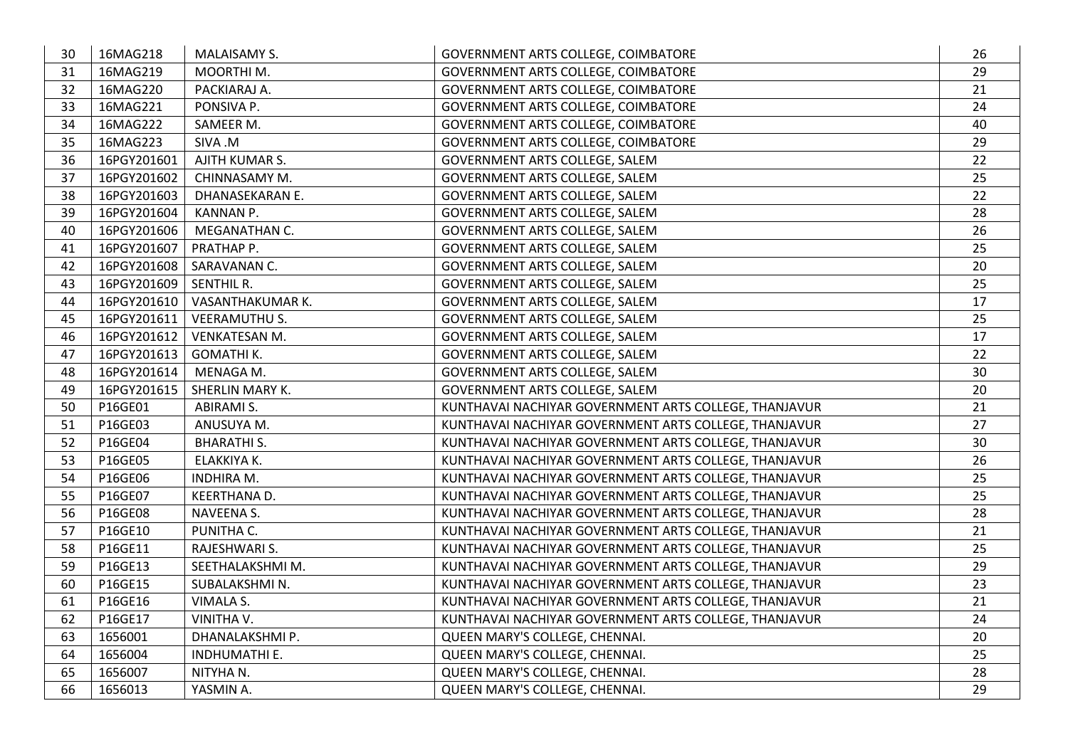| | | | | |
|---|---|---|---|---|
| 30 | 16MAG218 | MALAISAMY S. | GOVERNMENT ARTS COLLEGE, COIMBATORE | 26 |
| 31 | 16MAG219 | MOORTHI M. | GOVERNMENT ARTS COLLEGE, COIMBATORE | 29 |
| 32 | 16MAG220 | PACKIARAJ A. | GOVERNMENT ARTS COLLEGE, COIMBATORE | 21 |
| 33 | 16MAG221 | PONSIVA P. | GOVERNMENT ARTS COLLEGE, COIMBATORE | 24 |
| 34 | 16MAG222 | SAMEER M. | GOVERNMENT ARTS COLLEGE, COIMBATORE | 40 |
| 35 | 16MAG223 | SIVA .M | GOVERNMENT ARTS COLLEGE, COIMBATORE | 29 |
| 36 | 16PGY201601 | AJITH KUMAR S. | GOVERNMENT ARTS COLLEGE, SALEM | 22 |
| 37 | 16PGY201602 | CHINNASAMY M. | GOVERNMENT ARTS COLLEGE, SALEM | 25 |
| 38 | 16PGY201603 | DHANASEKARAN E. | GOVERNMENT ARTS COLLEGE, SALEM | 22 |
| 39 | 16PGY201604 | KANNAN P. | GOVERNMENT ARTS COLLEGE, SALEM | 28 |
| 40 | 16PGY201606 | MEGANATHAN C. | GOVERNMENT ARTS COLLEGE, SALEM | 26 |
| 41 | 16PGY201607 | PRATHAP P. | GOVERNMENT ARTS COLLEGE, SALEM | 25 |
| 42 | 16PGY201608 | SARAVANAN C. | GOVERNMENT ARTS COLLEGE, SALEM | 20 |
| 43 | 16PGY201609 | SENTHIL R. | GOVERNMENT ARTS COLLEGE, SALEM | 25 |
| 44 | 16PGY201610 | VASANTHAKUMAR K. | GOVERNMENT ARTS COLLEGE, SALEM | 17 |
| 45 | 16PGY201611 | VEERAMUTHU S. | GOVERNMENT ARTS COLLEGE, SALEM | 25 |
| 46 | 16PGY201612 | VENKATESAN M. | GOVERNMENT ARTS COLLEGE, SALEM | 17 |
| 47 | 16PGY201613 | GOMATHI K. | GOVERNMENT ARTS COLLEGE, SALEM | 22 |
| 48 | 16PGY201614 | MENAGA M. | GOVERNMENT ARTS COLLEGE, SALEM | 30 |
| 49 | 16PGY201615 | SHERLIN MARY K. | GOVERNMENT ARTS COLLEGE, SALEM | 20 |
| 50 | P16GE01 | ABIRAMI S. | KUNTHAVAI NACHIYAR GOVERNMENT ARTS COLLEGE, THANJAVUR | 21 |
| 51 | P16GE03 | ANUSUYA M. | KUNTHAVAI NACHIYAR GOVERNMENT ARTS COLLEGE, THANJAVUR | 27 |
| 52 | P16GE04 | BHARATHI S. | KUNTHAVAI NACHIYAR GOVERNMENT ARTS COLLEGE, THANJAVUR | 30 |
| 53 | P16GE05 | ELAKKIYA K. | KUNTHAVAI NACHIYAR GOVERNMENT ARTS COLLEGE, THANJAVUR | 26 |
| 54 | P16GE06 | INDHIRA M. | KUNTHAVAI NACHIYAR GOVERNMENT ARTS COLLEGE, THANJAVUR | 25 |
| 55 | P16GE07 | KEERTHANA D. | KUNTHAVAI NACHIYAR GOVERNMENT ARTS COLLEGE, THANJAVUR | 25 |
| 56 | P16GE08 | NAVEENA S. | KUNTHAVAI NACHIYAR GOVERNMENT ARTS COLLEGE, THANJAVUR | 28 |
| 57 | P16GE10 | PUNITHA C. | KUNTHAVAI NACHIYAR GOVERNMENT ARTS COLLEGE, THANJAVUR | 21 |
| 58 | P16GE11 | RAJESHWARI S. | KUNTHAVAI NACHIYAR GOVERNMENT ARTS COLLEGE, THANJAVUR | 25 |
| 59 | P16GE13 | SEETHALAKSHMI M. | KUNTHAVAI NACHIYAR GOVERNMENT ARTS COLLEGE, THANJAVUR | 29 |
| 60 | P16GE15 | SUBALAKSHMI N. | KUNTHAVAI NACHIYAR GOVERNMENT ARTS COLLEGE, THANJAVUR | 23 |
| 61 | P16GE16 | VIMALA S. | KUNTHAVAI NACHIYAR GOVERNMENT ARTS COLLEGE, THANJAVUR | 21 |
| 62 | P16GE17 | VINITHA V. | KUNTHAVAI NACHIYAR GOVERNMENT ARTS COLLEGE, THANJAVUR | 24 |
| 63 | 1656001 | DHANALAKSHMI P. | QUEEN MARY'S COLLEGE, CHENNAI. | 20 |
| 64 | 1656004 | INDHUMATHI E. | QUEEN MARY'S COLLEGE, CHENNAI. | 25 |
| 65 | 1656007 | NITYHA N. | QUEEN MARY'S COLLEGE, CHENNAI. | 28 |
| 66 | 1656013 | YASMIN A. | QUEEN MARY'S COLLEGE, CHENNAI. | 29 |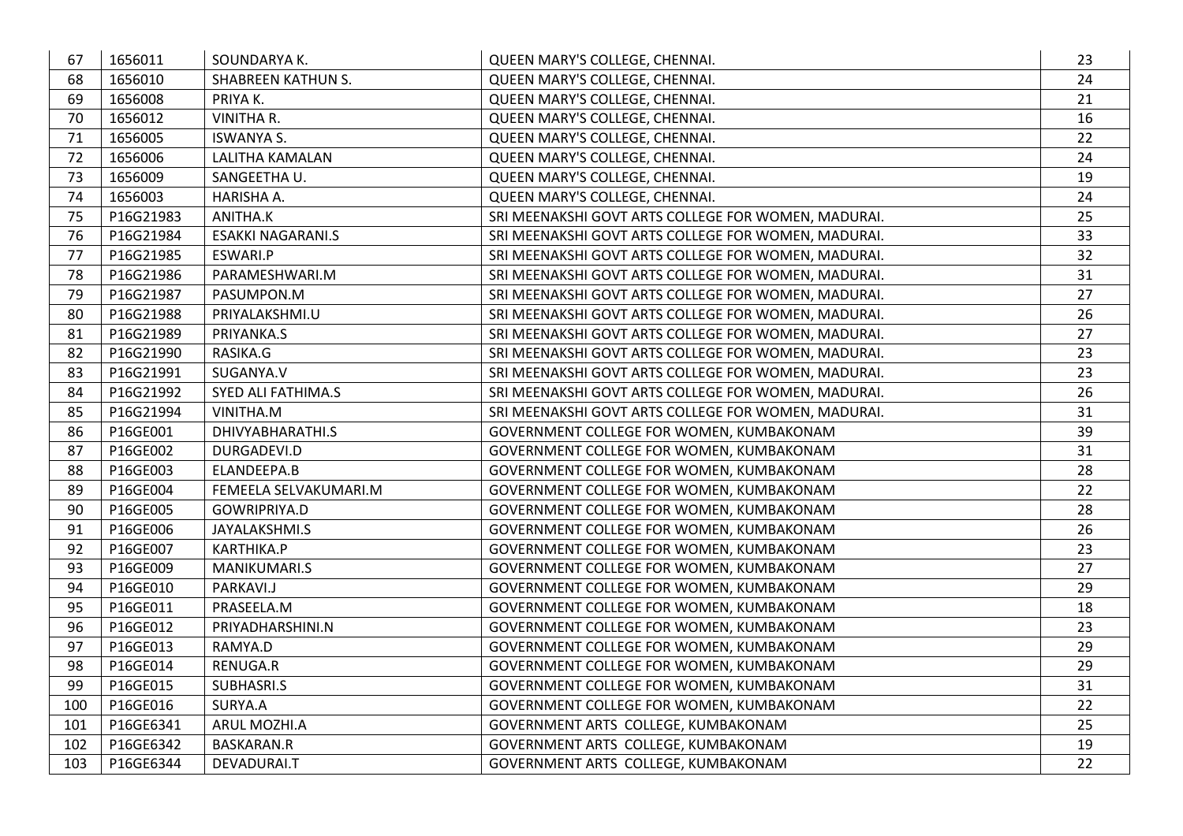| 67 | 1656011 | SOUNDARYA K. | QUEEN MARY'S COLLEGE, CHENNAI. | 23 |
|---|---|---|---|---|
| 68 | 1656010 | SHABREEN KATHUN S. | QUEEN MARY'S COLLEGE, CHENNAI. | 24 |
| 69 | 1656008 | PRIYA K. | QUEEN MARY'S COLLEGE, CHENNAI. | 21 |
| 70 | 1656012 | VINITHA R. | QUEEN MARY'S COLLEGE, CHENNAI. | 16 |
| 71 | 1656005 | ISWANYA S. | QUEEN MARY'S COLLEGE, CHENNAI. | 22 |
| 72 | 1656006 | LALITHA KAMALAN | QUEEN MARY'S COLLEGE, CHENNAI. | 24 |
| 73 | 1656009 | SANGEETHA U. | QUEEN MARY'S COLLEGE, CHENNAI. | 19 |
| 74 | 1656003 | HARISHA A. | QUEEN MARY'S COLLEGE, CHENNAI. | 24 |
| 75 | P16G21983 | ANITHA.K | SRI MEENAKSHI GOVT ARTS COLLEGE FOR WOMEN, MADURAI. | 25 |
| 76 | P16G21984 | ESAKKI NAGARANI.S | SRI MEENAKSHI GOVT ARTS COLLEGE FOR WOMEN, MADURAI. | 33 |
| 77 | P16G21985 | ESWARI.P | SRI MEENAKSHI GOVT ARTS COLLEGE FOR WOMEN, MADURAI. | 32 |
| 78 | P16G21986 | PARAMESHWARI.M | SRI MEENAKSHI GOVT ARTS COLLEGE FOR WOMEN, MADURAI. | 31 |
| 79 | P16G21987 | PASUMPON.M | SRI MEENAKSHI GOVT ARTS COLLEGE FOR WOMEN, MADURAI. | 27 |
| 80 | P16G21988 | PRIYALAKSHMI.U | SRI MEENAKSHI GOVT ARTS COLLEGE FOR WOMEN, MADURAI. | 26 |
| 81 | P16G21989 | PRIYANKA.S | SRI MEENAKSHI GOVT ARTS COLLEGE FOR WOMEN, MADURAI. | 27 |
| 82 | P16G21990 | RASIKA.G | SRI MEENAKSHI GOVT ARTS COLLEGE FOR WOMEN, MADURAI. | 23 |
| 83 | P16G21991 | SUGANYA.V | SRI MEENAKSHI GOVT ARTS COLLEGE FOR WOMEN, MADURAI. | 23 |
| 84 | P16G21992 | SYED ALI FATHIMA.S | SRI MEENAKSHI GOVT ARTS COLLEGE FOR WOMEN, MADURAI. | 26 |
| 85 | P16G21994 | VINITHA.M | SRI MEENAKSHI GOVT ARTS COLLEGE FOR WOMEN, MADURAI. | 31 |
| 86 | P16GE001 | DHIVYABHARATHI.S | GOVERNMENT COLLEGE FOR WOMEN, KUMBAKONAM | 39 |
| 87 | P16GE002 | DURGADEVI.D | GOVERNMENT COLLEGE FOR WOMEN, KUMBAKONAM | 31 |
| 88 | P16GE003 | ELANDEEPA.B | GOVERNMENT COLLEGE FOR WOMEN, KUMBAKONAM | 28 |
| 89 | P16GE004 | FEMEELA SELVAKUMARI.M | GOVERNMENT COLLEGE FOR WOMEN, KUMBAKONAM | 22 |
| 90 | P16GE005 | GOWRIPRIYA.D | GOVERNMENT COLLEGE FOR WOMEN, KUMBAKONAM | 28 |
| 91 | P16GE006 | JAYALAKSHMI.S | GOVERNMENT COLLEGE FOR WOMEN, KUMBAKONAM | 26 |
| 92 | P16GE007 | KARTHIKA.P | GOVERNMENT COLLEGE FOR WOMEN, KUMBAKONAM | 23 |
| 93 | P16GE009 | MANIKUMARI.S | GOVERNMENT COLLEGE FOR WOMEN, KUMBAKONAM | 27 |
| 94 | P16GE010 | PARKAVI.J | GOVERNMENT COLLEGE FOR WOMEN, KUMBAKONAM | 29 |
| 95 | P16GE011 | PRASEELA.M | GOVERNMENT COLLEGE FOR WOMEN, KUMBAKONAM | 18 |
| 96 | P16GE012 | PRIYADHARSHINI.N | GOVERNMENT COLLEGE FOR WOMEN, KUMBAKONAM | 23 |
| 97 | P16GE013 | RAMYA.D | GOVERNMENT COLLEGE FOR WOMEN, KUMBAKONAM | 29 |
| 98 | P16GE014 | RENUGA.R | GOVERNMENT COLLEGE FOR WOMEN, KUMBAKONAM | 29 |
| 99 | P16GE015 | SUBHASRI.S | GOVERNMENT COLLEGE FOR WOMEN, KUMBAKONAM | 31 |
| 100 | P16GE016 | SURYA.A | GOVERNMENT COLLEGE FOR WOMEN, KUMBAKONAM | 22 |
| 101 | P16GE6341 | ARUL MOZHI.A | GOVERNMENT ARTS COLLEGE, KUMBAKONAM | 25 |
| 102 | P16GE6342 | BASKARAN.R | GOVERNMENT ARTS COLLEGE, KUMBAKONAM | 19 |
| 103 | P16GE6344 | DEVADURAI.T | GOVERNMENT ARTS COLLEGE, KUMBAKONAM | 22 |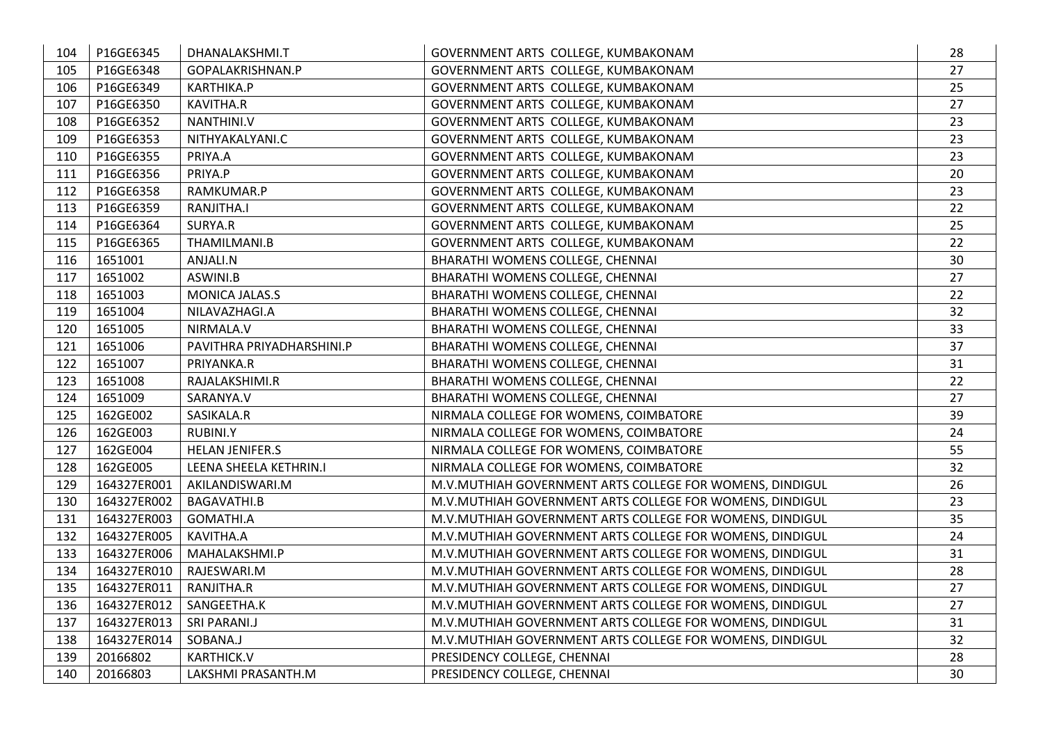| | | | | |
|---|---|---|---|---|
| 104 | P16GE6345 | DHANALAKSHMI.T | GOVERNMENT ARTS COLLEGE, KUMBAKONAM | 28 |
| 105 | P16GE6348 | GOPALAKRISHNAN.P | GOVERNMENT ARTS COLLEGE, KUMBAKONAM | 27 |
| 106 | P16GE6349 | KARTHIKA.P | GOVERNMENT ARTS COLLEGE, KUMBAKONAM | 25 |
| 107 | P16GE6350 | KAVITHA.R | GOVERNMENT ARTS COLLEGE, KUMBAKONAM | 27 |
| 108 | P16GE6352 | NANTHINI.V | GOVERNMENT ARTS COLLEGE, KUMBAKONAM | 23 |
| 109 | P16GE6353 | NITHYAKALYANI.C | GOVERNMENT ARTS COLLEGE, KUMBAKONAM | 23 |
| 110 | P16GE6355 | PRIYA.A | GOVERNMENT ARTS COLLEGE, KUMBAKONAM | 23 |
| 111 | P16GE6356 | PRIYA.P | GOVERNMENT ARTS COLLEGE, KUMBAKONAM | 20 |
| 112 | P16GE6358 | RAMKUMAR.P | GOVERNMENT ARTS COLLEGE, KUMBAKONAM | 23 |
| 113 | P16GE6359 | RANJITHA.I | GOVERNMENT ARTS COLLEGE, KUMBAKONAM | 22 |
| 114 | P16GE6364 | SURYA.R | GOVERNMENT ARTS COLLEGE, KUMBAKONAM | 25 |
| 115 | P16GE6365 | THAMILMANI.B | GOVERNMENT ARTS COLLEGE, KUMBAKONAM | 22 |
| 116 | 1651001 | ANJALI.N | BHARATHI WOMENS COLLEGE, CHENNAI | 30 |
| 117 | 1651002 | ASWINI.B | BHARATHI WOMENS COLLEGE, CHENNAI | 27 |
| 118 | 1651003 | MONICA JALAS.S | BHARATHI WOMENS COLLEGE, CHENNAI | 22 |
| 119 | 1651004 | NILAVAZHAGI.A | BHARATHI WOMENS COLLEGE, CHENNAI | 32 |
| 120 | 1651005 | NIRMALA.V | BHARATHI WOMENS COLLEGE, CHENNAI | 33 |
| 121 | 1651006 | PAVITHRA PRIYADHARSHINI.P | BHARATHI WOMENS COLLEGE, CHENNAI | 37 |
| 122 | 1651007 | PRIYANKA.R | BHARATHI WOMENS COLLEGE, CHENNAI | 31 |
| 123 | 1651008 | RAJALAKSHIMI.R | BHARATHI WOMENS COLLEGE, CHENNAI | 22 |
| 124 | 1651009 | SARANYA.V | BHARATHI WOMENS COLLEGE, CHENNAI | 27 |
| 125 | 162GE002 | SASIKALA.R | NIRMALA COLLEGE FOR WOMENS, COIMBATORE | 39 |
| 126 | 162GE003 | RUBINI.Y | NIRMALA COLLEGE FOR WOMENS, COIMBATORE | 24 |
| 127 | 162GE004 | HELAN JENIFER.S | NIRMALA COLLEGE FOR WOMENS, COIMBATORE | 55 |
| 128 | 162GE005 | LEENA SHEELA KETHRIN.I | NIRMALA COLLEGE FOR WOMENS, COIMBATORE | 32 |
| 129 | 164327ER001 | AKILANDISWARI.M | M.V.MUTHIAH GOVERNMENT ARTS COLLEGE FOR WOMENS, DINDIGUL | 26 |
| 130 | 164327ER002 | BAGAVATHI.B | M.V.MUTHIAH GOVERNMENT ARTS COLLEGE FOR WOMENS, DINDIGUL | 23 |
| 131 | 164327ER003 | GOMATHI.A | M.V.MUTHIAH GOVERNMENT ARTS COLLEGE FOR WOMENS, DINDIGUL | 35 |
| 132 | 164327ER005 | KAVITHA.A | M.V.MUTHIAH GOVERNMENT ARTS COLLEGE FOR WOMENS, DINDIGUL | 24 |
| 133 | 164327ER006 | MAHALAKSHMI.P | M.V.MUTHIAH GOVERNMENT ARTS COLLEGE FOR WOMENS, DINDIGUL | 31 |
| 134 | 164327ER010 | RAJESWARI.M | M.V.MUTHIAH GOVERNMENT ARTS COLLEGE FOR WOMENS, DINDIGUL | 28 |
| 135 | 164327ER011 | RANJITHA.R | M.V.MUTHIAH GOVERNMENT ARTS COLLEGE FOR WOMENS, DINDIGUL | 27 |
| 136 | 164327ER012 | SANGEETHA.K | M.V.MUTHIAH GOVERNMENT ARTS COLLEGE FOR WOMENS, DINDIGUL | 27 |
| 137 | 164327ER013 | SRI PARANI.J | M.V.MUTHIAH GOVERNMENT ARTS COLLEGE FOR WOMENS, DINDIGUL | 31 |
| 138 | 164327ER014 | SOBANA.J | M.V.MUTHIAH GOVERNMENT ARTS COLLEGE FOR WOMENS, DINDIGUL | 32 |
| 139 | 20166802 | KARTHICK.V | PRESIDENCY COLLEGE, CHENNAI | 28 |
| 140 | 20166803 | LAKSHMI PRASANTH.M | PRESIDENCY COLLEGE, CHENNAI | 30 |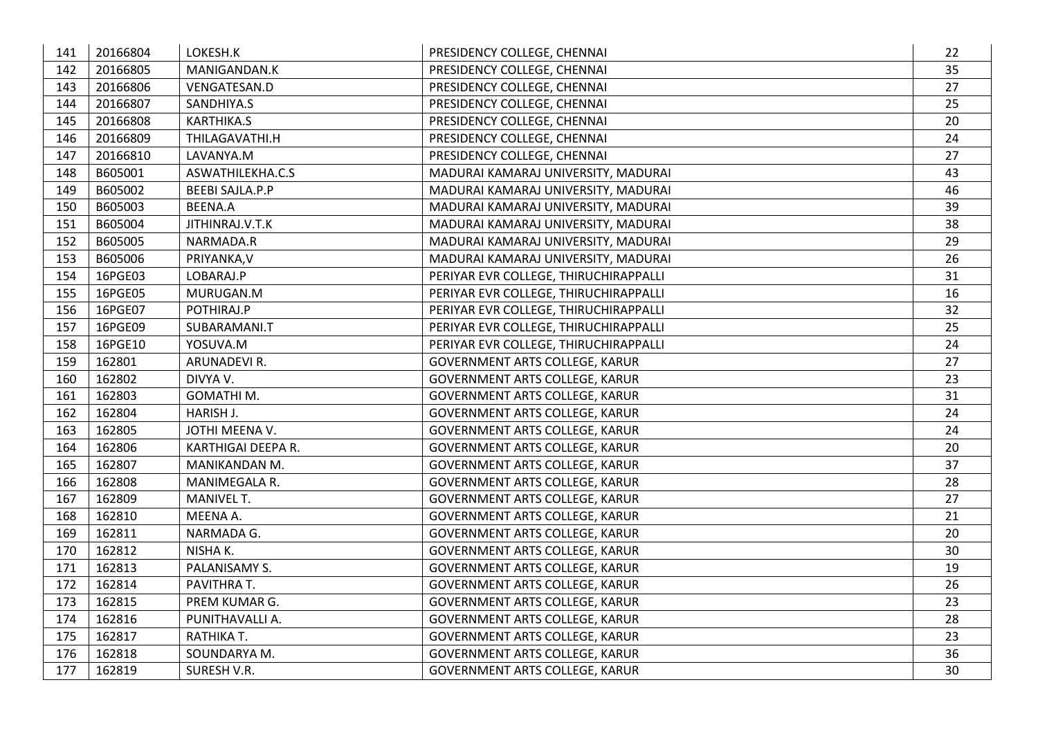| | | | | |
|---|---|---|---|---|
| 141 | 20166804 | LOKESH.K | PRESIDENCY COLLEGE, CHENNAI | 22 |
| 142 | 20166805 | MANIGANDAN.K | PRESIDENCY COLLEGE, CHENNAI | 35 |
| 143 | 20166806 | VENGATESAN.D | PRESIDENCY COLLEGE, CHENNAI | 27 |
| 144 | 20166807 | SANDHIYA.S | PRESIDENCY COLLEGE, CHENNAI | 25 |
| 145 | 20166808 | KARTHIKA.S | PRESIDENCY COLLEGE, CHENNAI | 20 |
| 146 | 20166809 | THILAGAVATHI.H | PRESIDENCY COLLEGE, CHENNAI | 24 |
| 147 | 20166810 | LAVANYA.M | PRESIDENCY COLLEGE, CHENNAI | 27 |
| 148 | B605001 | ASWATHILEKHA.C.S | MADURAI KAMARAJ UNIVERSITY, MADURAI | 43 |
| 149 | B605002 | BEEBI SAJLA.P.P | MADURAI KAMARAJ UNIVERSITY, MADURAI | 46 |
| 150 | B605003 | BEENA.A | MADURAI KAMARAJ UNIVERSITY, MADURAI | 39 |
| 151 | B605004 | JITHINRAJ.V.T.K | MADURAI KAMARAJ UNIVERSITY, MADURAI | 38 |
| 152 | B605005 | NARMADA.R | MADURAI KAMARAJ UNIVERSITY, MADURAI | 29 |
| 153 | B605006 | PRIYANKA,V | MADURAI KAMARAJ UNIVERSITY, MADURAI | 26 |
| 154 | 16PGE03 | LOBARAJ.P | PERIYAR EVR COLLEGE, THIRUCHIRAPPALLI | 31 |
| 155 | 16PGE05 | MURUGAN.M | PERIYAR EVR COLLEGE, THIRUCHIRAPPALLI | 16 |
| 156 | 16PGE07 | POTHIRAJ.P | PERIYAR EVR COLLEGE, THIRUCHIRAPPALLI | 32 |
| 157 | 16PGE09 | SUBARAMANI.T | PERIYAR EVR COLLEGE, THIRUCHIRAPPALLI | 25 |
| 158 | 16PGE10 | YOSUVA.M | PERIYAR EVR COLLEGE, THIRUCHIRAPPALLI | 24 |
| 159 | 162801 | ARUNADEVI R. | GOVERNMENT ARTS COLLEGE, KARUR | 27 |
| 160 | 162802 | DIVYA V. | GOVERNMENT ARTS COLLEGE, KARUR | 23 |
| 161 | 162803 | GOMATHI M. | GOVERNMENT ARTS COLLEGE, KARUR | 31 |
| 162 | 162804 | HARISH J. | GOVERNMENT ARTS COLLEGE, KARUR | 24 |
| 163 | 162805 | JOTHI MEENA V. | GOVERNMENT ARTS COLLEGE, KARUR | 24 |
| 164 | 162806 | KARTHIGAI DEEPA R. | GOVERNMENT ARTS COLLEGE, KARUR | 20 |
| 165 | 162807 | MANIKANDAN M. | GOVERNMENT ARTS COLLEGE, KARUR | 37 |
| 166 | 162808 | MANIMEGALA R. | GOVERNMENT ARTS COLLEGE, KARUR | 28 |
| 167 | 162809 | MANIVEL T. | GOVERNMENT ARTS COLLEGE, KARUR | 27 |
| 168 | 162810 | MEENA A. | GOVERNMENT ARTS COLLEGE, KARUR | 21 |
| 169 | 162811 | NARMADA G. | GOVERNMENT ARTS COLLEGE, KARUR | 20 |
| 170 | 162812 | NISHA K. | GOVERNMENT ARTS COLLEGE, KARUR | 30 |
| 171 | 162813 | PALANISAMY S. | GOVERNMENT ARTS COLLEGE, KARUR | 19 |
| 172 | 162814 | PAVITHRA T. | GOVERNMENT ARTS COLLEGE, KARUR | 26 |
| 173 | 162815 | PREM KUMAR G. | GOVERNMENT ARTS COLLEGE, KARUR | 23 |
| 174 | 162816 | PUNITHAVALLI A. | GOVERNMENT ARTS COLLEGE, KARUR | 28 |
| 175 | 162817 | RATHIKA T. | GOVERNMENT ARTS COLLEGE, KARUR | 23 |
| 176 | 162818 | SOUNDARYA M. | GOVERNMENT ARTS COLLEGE, KARUR | 36 |
| 177 | 162819 | SURESH V.R. | GOVERNMENT ARTS COLLEGE, KARUR | 30 |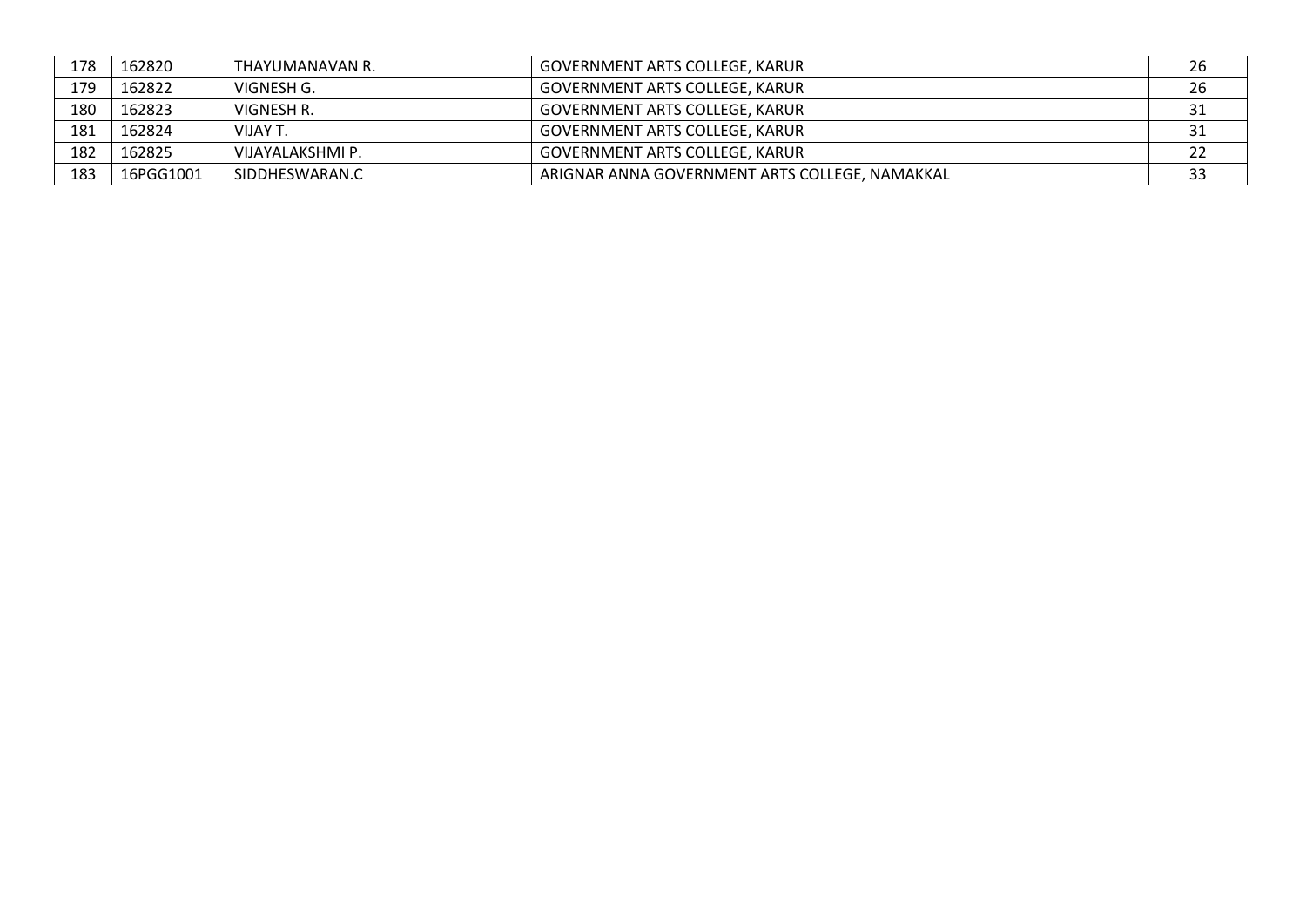| | | | | |
|---|---|---|---|---|
| 178 | 162820 | THAYUMANAVAN R. | GOVERNMENT ARTS COLLEGE, KARUR | 26 |
| 179 | 162822 | VIGNESH G. | GOVERNMENT ARTS COLLEGE, KARUR | 26 |
| 180 | 162823 | VIGNESH R. | GOVERNMENT ARTS COLLEGE, KARUR | 31 |
| 181 | 162824 | VIJAY T. | GOVERNMENT ARTS COLLEGE, KARUR | 31 |
| 182 | 162825 | VIJAYALAKSHMI P. | GOVERNMENT ARTS COLLEGE, KARUR | 22 |
| 183 | 16PGG1001 | SIDDHESWARAN.C | ARIGNAR ANNA GOVERNMENT ARTS COLLEGE, NAMAKKAL | 33 |